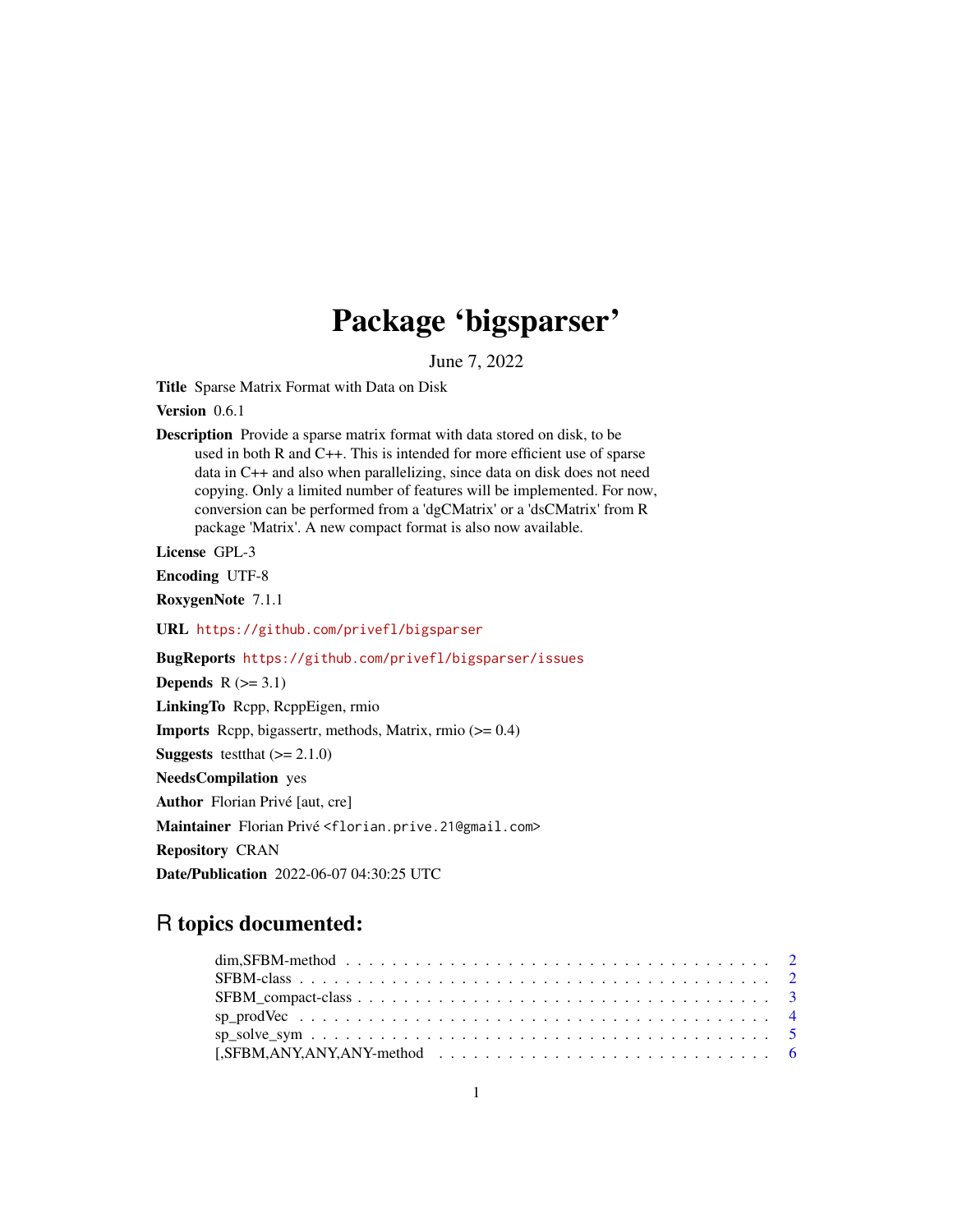# Package 'bigsparser'

June 7, 2022

**Title** Sparse Matrix Format with Data on Disk

**Version** 0.6.1

**Description** Provide a sparse matrix format with data stored on disk, to be used in both R and C++. This is intended for more efficient use of sparse data in C++ and also when parallelizing, since data on disk does not need copying. Only a limited number of features will be implemented. For now, conversion can be performed from a 'dgCMatrix' or a 'dsCMatrix' from R package 'Matrix'. A new compact format is also now available.

**License** GPL-3

**Encoding** UTF-8

**RoxygenNote** 7.1.1

**URL** https://github.com/privefl/bigsparser

**BugReports** https://github.com/privefl/bigsparser/issues

**Depends** R (>= 3.1)

**LinkingTo** Rcpp, RcppEigen, rmio

**Imports** Rcpp, bigassertr, methods, Matrix, rmio (>= 0.4)

**Suggests** testthat (>= 2.1.0)

**NeedsCompilation** yes

**Author** Florian Privé [aut, cre]

**Maintainer** Florian Privé <florian.prive.21@gmail.com>

**Repository** CRAN

**Date/Publication** 2022-06-07 04:30:25 UTC

## R topics documented:

- dim,SFBM-method . . . . . . . . . . . . . . . . . . . . . . . . . . . . . . . . . . . . 2
- SFBM-class . . . . . . . . . . . . . . . . . . . . . . . . . . . . . . . . . . . . . . . . 2
- SFBM_compact-class . . . . . . . . . . . . . . . . . . . . . . . . . . . . . . . . . . . 3
- sp_prodVec . . . . . . . . . . . . . . . . . . . . . . . . . . . . . . . . . . . . . . . . 4
- sp_solve_sym . . . . . . . . . . . . . . . . . . . . . . . . . . . . . . . . . . . . . . . 5
- [,SFBM,ANY,ANY,ANY-method . . . . . . . . . . . . . . . . . . . . . . . . . . . . . 6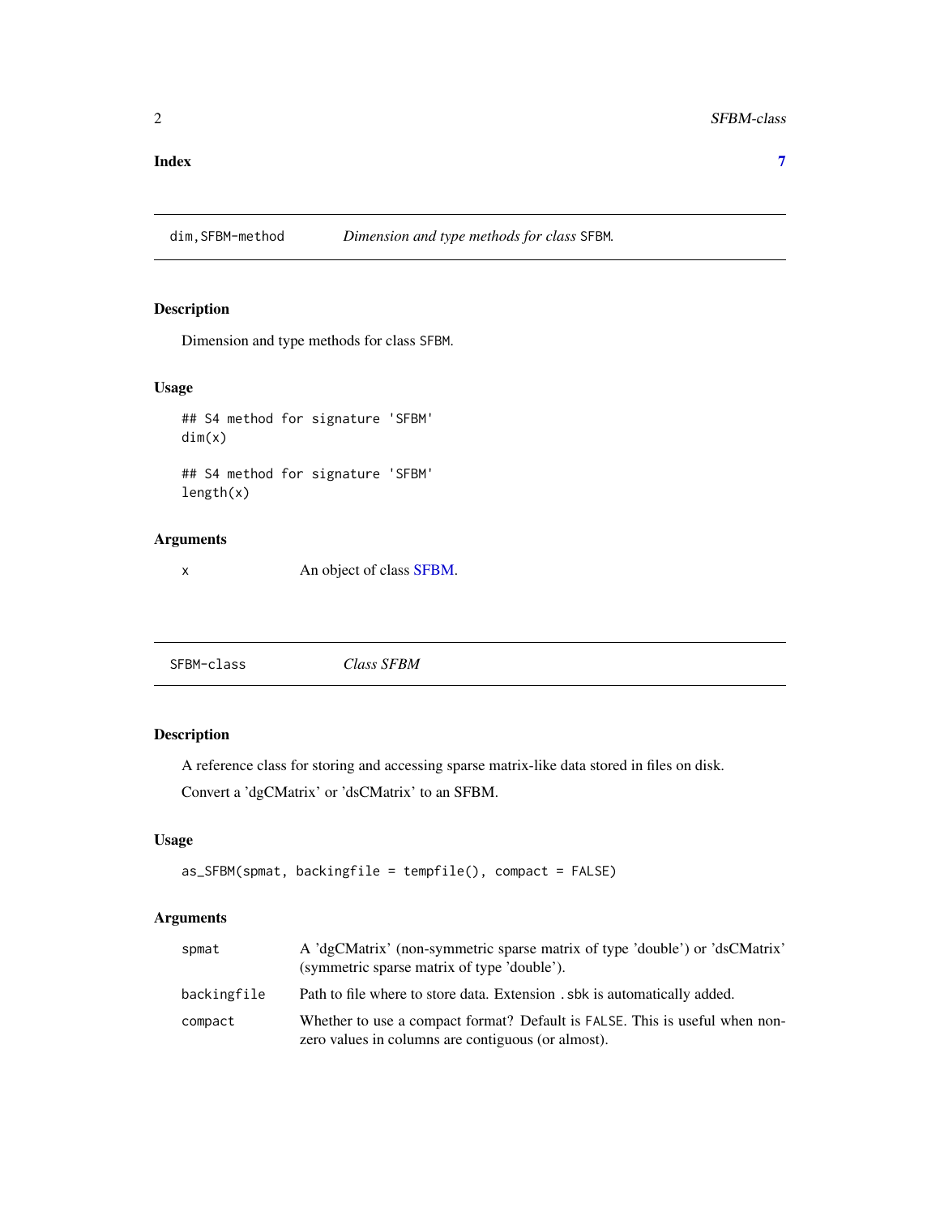**Index** **7**

---

`dim,SFBM-method` *Dimension and type methods for class* `SFBM`*.*

---

## Description

Dimension and type methods for class `SFBM`.

## Usage

```
## S4 method for signature 'SFBM'
dim(x)

## S4 method for signature 'SFBM'
length(x)
```

## Arguments

| | |
|---|---|
| `x` | An object of class SFBM. |

---

`SFBM-class` *Class SFBM*

---

## Description

A reference class for storing and accessing sparse matrix-like data stored in files on disk.

Convert a 'dgCMatrix' or 'dsCMatrix' to an SFBM.

## Usage

```
as_SFBM(spmat, backingfile = tempfile(), compact = FALSE)
```

## Arguments

| | |
|---|---|
| `spmat` | A 'dgCMatrix' (non-symmetric sparse matrix of type 'double') or 'dsCMatrix' (symmetric sparse matrix of type 'double'). |
| `backingfile` | Path to file where to store data. Extension `.sbk` is automatically added. |
| `compact` | Whether to use a compact format? Default is `FALSE`. This is useful when non-zero values in columns are contiguous (or almost). |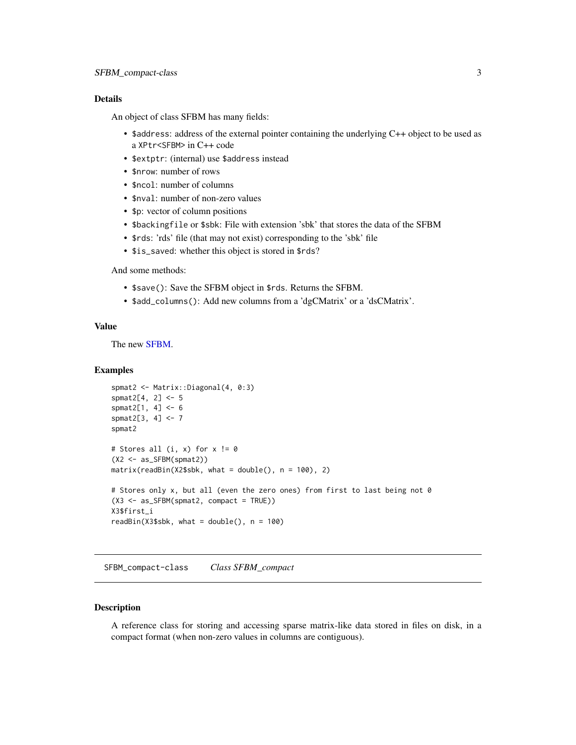## Details

An object of class SFBM has many fields:

- `$address`: address of the external pointer containing the underlying C++ object to be used as a `XPtr<SFBM>` in C++ code
- `$extptr`: (internal) use `$address` instead
- `$nrow`: number of rows
- `$ncol`: number of columns
- `$nval`: number of non-zero values
- `$p`: vector of column positions
- `$backingfile` or `$sbk`: File with extension 'sbk' that stores the data of the SFBM
- `$rds`: 'rds' file (that may not exist) corresponding to the 'sbk' file
- `$is_saved`: whether this object is stored in `$rds`?

And some methods:

- `$save()`: Save the SFBM object in `$rds`. Returns the SFBM.
- `$add_columns()`: Add new columns from a 'dgCMatrix' or a 'dsCMatrix'.

## Value

The new SFBM.

## Examples

```
spmat2 <- Matrix::Diagonal(4, 0:3)
spmat2[4, 2] <- 5
spmat2[1, 4] <- 6
spmat2[3, 4] <- 7
spmat2

# Stores all (i, x) for x != 0
(X2 <- as_SFBM(spmat2))
matrix(readBin(X2$sbk, what = double(), n = 100), 2)

# Stores only x, but all (even the zero ones) from first to last being not 0
(X3 <- as_SFBM(spmat2, compact = TRUE))
X3$first_i
readBin(X3$sbk, what = double(), n = 100)
```

---

# SFBM_compact-class — *Class SFBM_compact*

## Description

A reference class for storing and accessing sparse matrix-like data stored in files on disk, in a compact format (when non-zero values in columns are contiguous).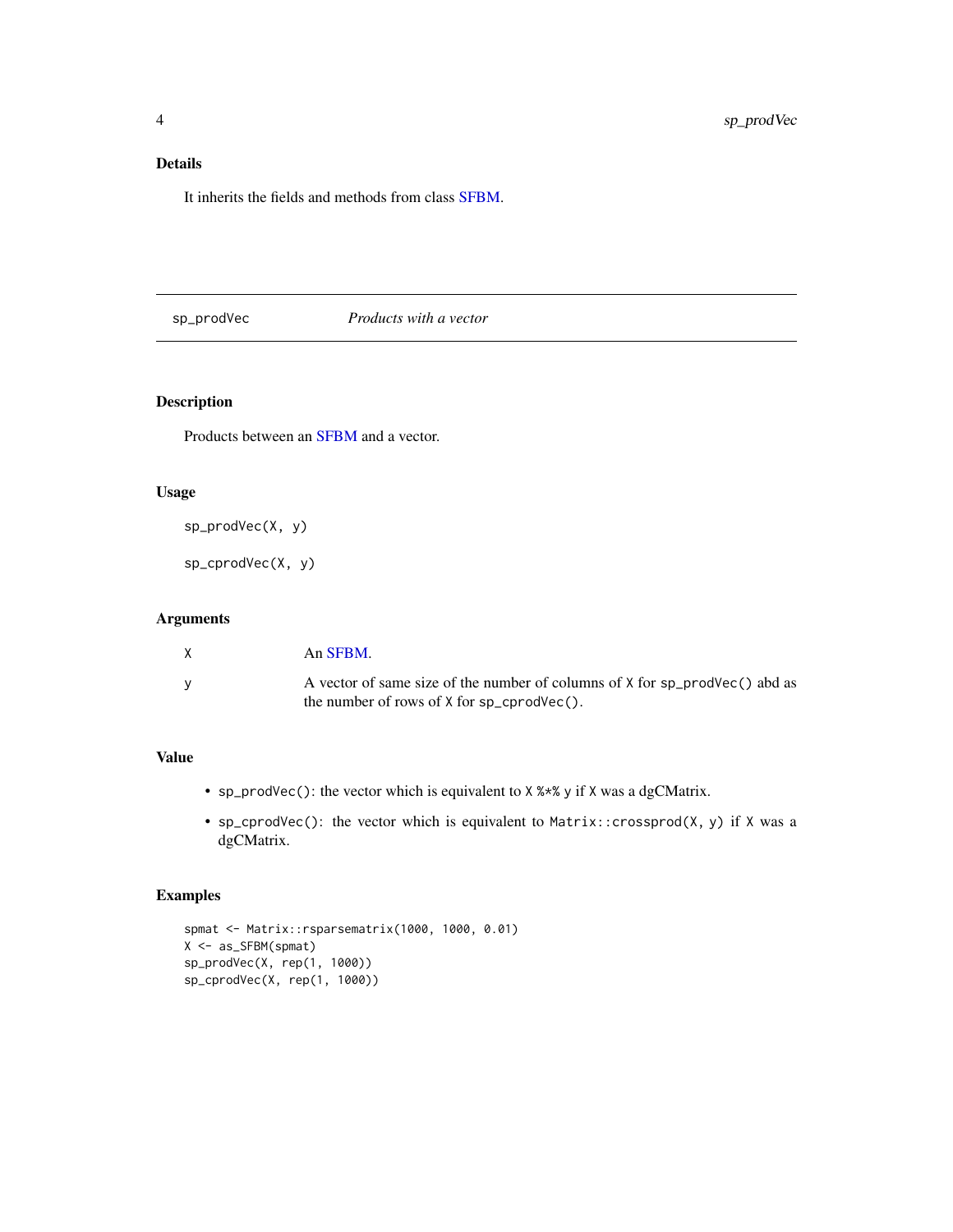## Details

It inherits the fields and methods from class SFBM.

---

# sp_prodVec — *Products with a vector*

---

## Description

Products between an SFBM and a vector.

## Usage

```
sp_prodVec(X, y)

sp_cprodVec(X, y)
```

## Arguments

| | |
|---|---|
| X | An SFBM. |
| y | A vector of same size of the number of columns of `X` for `sp_prodVec()` abd as the number of rows of `X` for `sp_cprodVec()`. |

## Value

- `sp_prodVec()`: the vector which is equivalent to `X %*% y` if `X` was a dgCMatrix.
- `sp_cprodVec()`: the vector which is equivalent to `Matrix::crossprod(X, y)` if `X` was a dgCMatrix.

## Examples

```
spmat <- Matrix::rsparsematrix(1000, 1000, 0.01)
X <- as_SFBM(spmat)
sp_prodVec(X, rep(1, 1000))
sp_cprodVec(X, rep(1, 1000))
```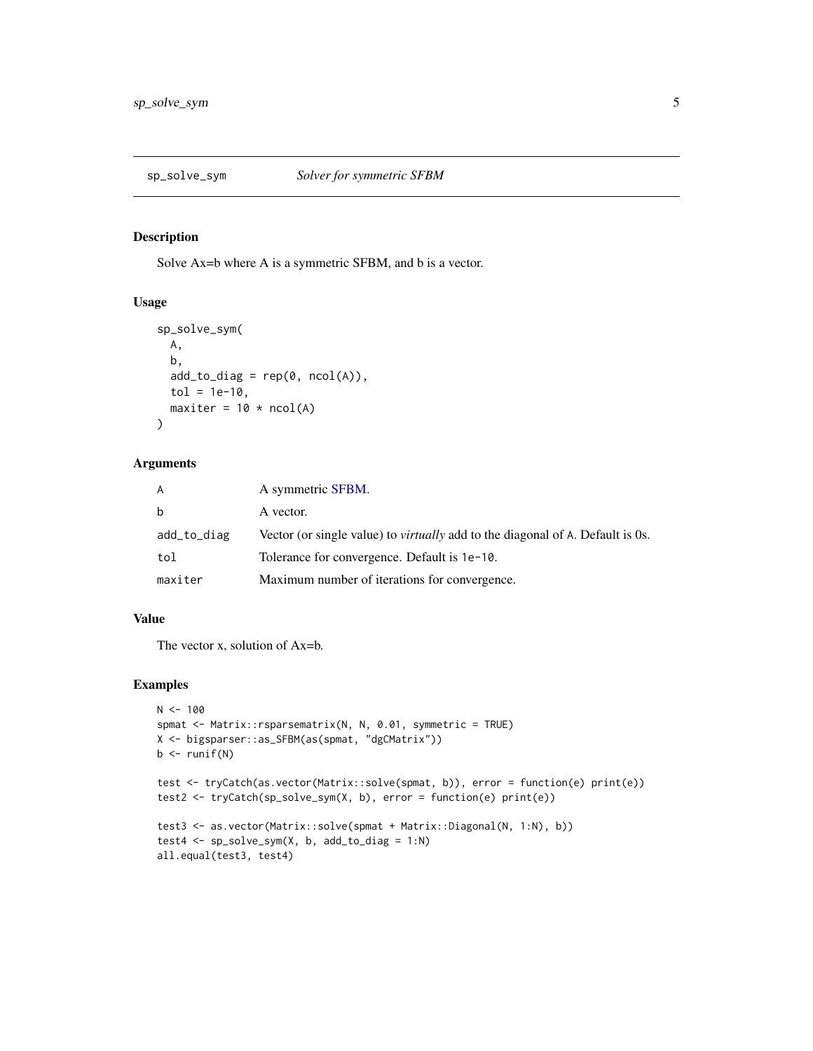# sp_solve_sym — Solver for symmetric SFBM

## Description

Solve Ax=b where A is a symmetric SFBM, and b is a vector.

## Usage

```
sp_solve_sym(
  A,
  b,
  add_to_diag = rep(0, ncol(A)),
  tol = 1e-10,
  maxiter = 10 * ncol(A)
)
```

## Arguments

| Argument | Description |
| --- | --- |
| `A` | A symmetric SFBM. |
| `b` | A vector. |
| `add_to_diag` | Vector (or single value) to *virtually* add to the diagonal of `A`. Default is 0s. |
| `tol` | Tolerance for convergence. Default is `1e-10`. |
| `maxiter` | Maximum number of iterations for convergence. |

## Value

The vector x, solution of Ax=b.

## Examples

```
N <- 100
spmat <- Matrix::rsparsematrix(N, N, 0.01, symmetric = TRUE)
X <- bigsparser::as_SFBM(as(spmat, "dgCMatrix"))
b <- runif(N)

test <- tryCatch(as.vector(Matrix::solve(spmat, b)), error = function(e) print(e))
test2 <- tryCatch(sp_solve_sym(X, b), error = function(e) print(e))

test3 <- as.vector(Matrix::solve(spmat + Matrix::Diagonal(N, 1:N), b))
test4 <- sp_solve_sym(X, b, add_to_diag = 1:N)
all.equal(test3, test4)
```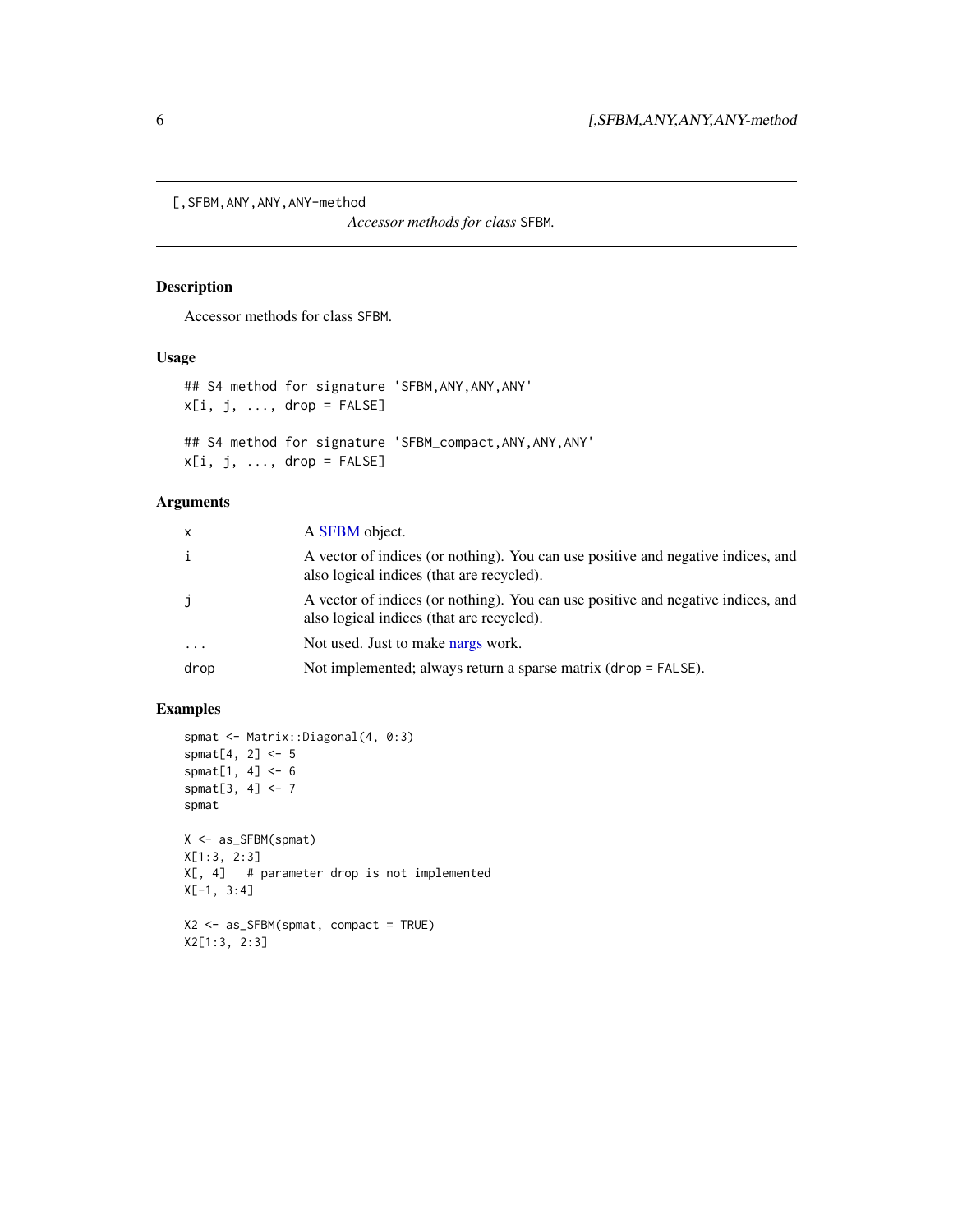`[,SFBM,ANY,ANY,ANY-method`

*Accessor methods for class* `SFBM`*.*

## Description

Accessor methods for class `SFBM`.

## Usage

```
## S4 method for signature 'SFBM,ANY,ANY,ANY'
x[i, j, ..., drop = FALSE]

## S4 method for signature 'SFBM_compact,ANY,ANY,ANY'
x[i, j, ..., drop = FALSE]
```

## Arguments

| | |
|---|---|
| `x` | A SFBM object. |
| `i` | A vector of indices (or nothing). You can use positive and negative indices, and also logical indices (that are recycled). |
| `j` | A vector of indices (or nothing). You can use positive and negative indices, and also logical indices (that are recycled). |
| `...` | Not used. Just to make nargs work. |
| `drop` | Not implemented; always return a sparse matrix (`drop = FALSE`). |

## Examples

```
spmat <- Matrix::Diagonal(4, 0:3)
spmat[4, 2] <- 5
spmat[1, 4] <- 6
spmat[3, 4] <- 7
spmat

X <- as_SFBM(spmat)
X[1:3, 2:3]
X[, 4]   # parameter drop is not implemented
X[-1, 3:4]

X2 <- as_SFBM(spmat, compact = TRUE)
X2[1:3, 2:3]
```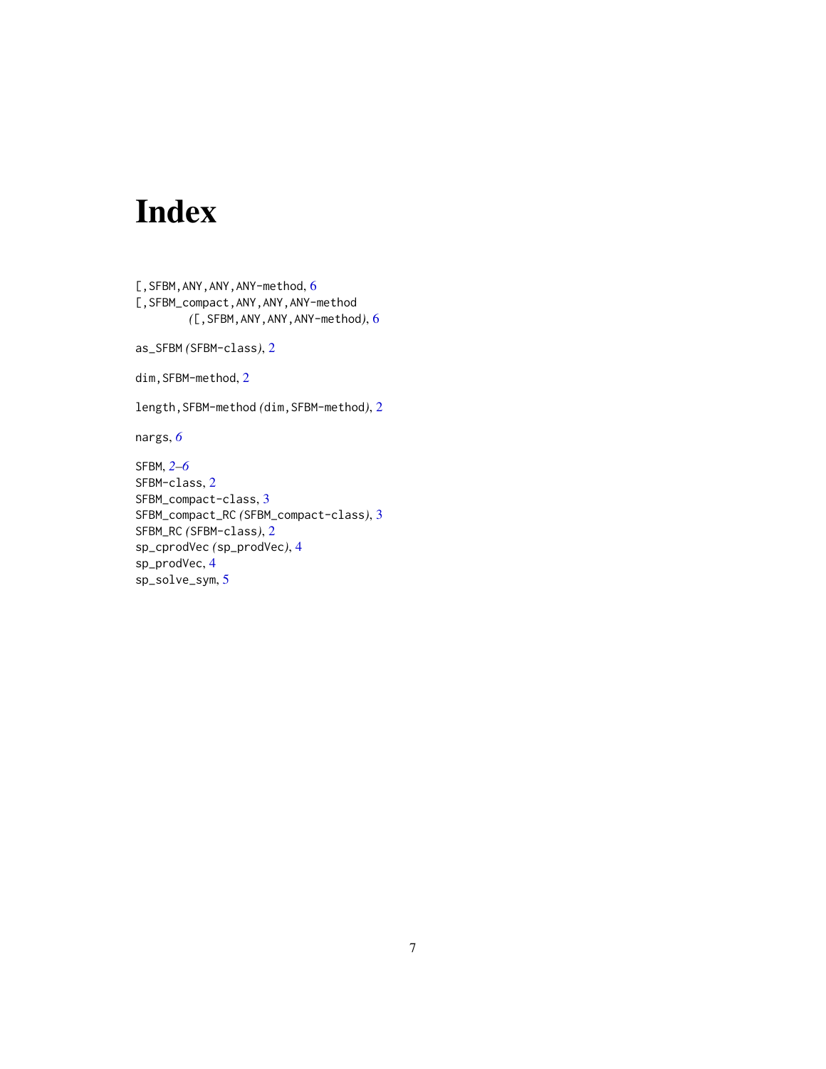# Index

[,SFBM,ANY,ANY,ANY-method, 6
[,SFBM_compact,ANY,ANY,ANY-method
        *(*[,SFBM,ANY,ANY,ANY-method*)*, 6

as_SFBM *(*SFBM-class*)*, 2

dim,SFBM-method, 2

length,SFBM-method *(*dim,SFBM-method*)*, 2

nargs, *6*

SFBM, *2–6*
SFBM-class, 2
SFBM_compact-class, 3
SFBM_compact_RC *(*SFBM_compact-class*)*, 3
SFBM_RC *(*SFBM-class*)*, 2
sp_cprodVec *(*sp_prodVec*)*, 4
sp_prodVec, 4
sp_solve_sym, 5